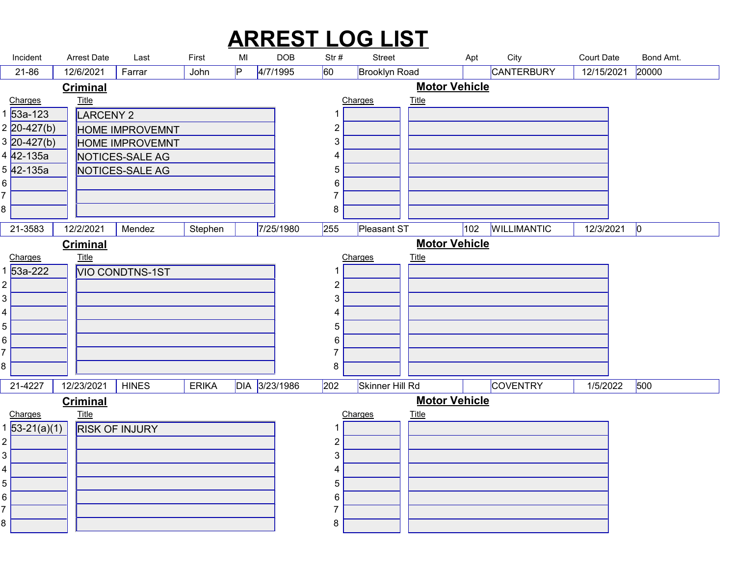# ARREST LOG LIST

| Incident | Arrest Date | Last | First | MI | DOB | Str # | Street | Apt | City | Court Date | Bond Amt. |
|---|---|---|---|---|---|---|---|---|---|---|---|
| 21-86 | 12/6/2021 | Farrar | John | P | 4/7/1995 | 60 | Brooklyn Road | | CANTERBURY | 12/15/2021 | 20000 |

**Criminal**

| | Charges | Title |
|---|---|---|
| 1 | 53a-123 | LARCENY 2 |
| 2 | 20-427(b) | HOME IMPROVEMNT |
| 3 | 20-427(b) | HOME IMPROVEMNT |
| 4 | 42-135a | NOTICES-SALE AG |
| 5 | 42-135a | NOTICES-SALE AG |
| 6 | | |
| 7 | | |
| 8 | | |

**Motor Vehicle**

| | Charges | Title |
|---|---|---|
| 1 | | |
| 2 | | |
| 3 | | |
| 4 | | |
| 5 | | |
| 6 | | |
| 7 | | |
| 8 | | |

| Incident | Arrest Date | Last | First | MI | DOB | Str # | Street | Apt | City | Court Date | Bond Amt. |
|---|---|---|---|---|---|---|---|---|---|---|---|
| 21-3583 | 12/2/2021 | Mendez | Stephen | | 7/25/1980 | 255 | Pleasant ST | 102 | WILLIMANTIC | 12/3/2021 | 0 |

**Criminal**

| | Charges | Title |
|---|---|---|
| 1 | 53a-222 | VIO CONDTNS-1ST |
| 2 | | |
| 3 | | |
| 4 | | |
| 5 | | |
| 6 | | |
| 7 | | |
| 8 | | |

**Motor Vehicle**

| | Charges | Title |
|---|---|---|
| 1 | | |
| 2 | | |
| 3 | | |
| 4 | | |
| 5 | | |
| 6 | | |
| 7 | | |
| 8 | | |

| Incident | Arrest Date | Last | First | MI | DOB | Str # | Street | Apt | City | Court Date | Bond Amt. |
|---|---|---|---|---|---|---|---|---|---|---|---|
| 21-4227 | 12/23/2021 | HINES | ERIKA | DIA | 3/23/1986 | 202 | Skinner Hill Rd | | COVENTRY | 1/5/2022 | 500 |

**Criminal**

| | Charges | Title |
|---|---|---|
| 1 | 53-21(a)(1) | RISK OF INJURY |
| 2 | | |
| 3 | | |
| 4 | | |
| 5 | | |
| 6 | | |
| 7 | | |
| 8 | | |

**Motor Vehicle**

| | Charges | Title |
|---|---|---|
| 1 | | |
| 2 | | |
| 3 | | |
| 4 | | |
| 5 | | |
| 6 | | |
| 7 | | |
| 8 | | |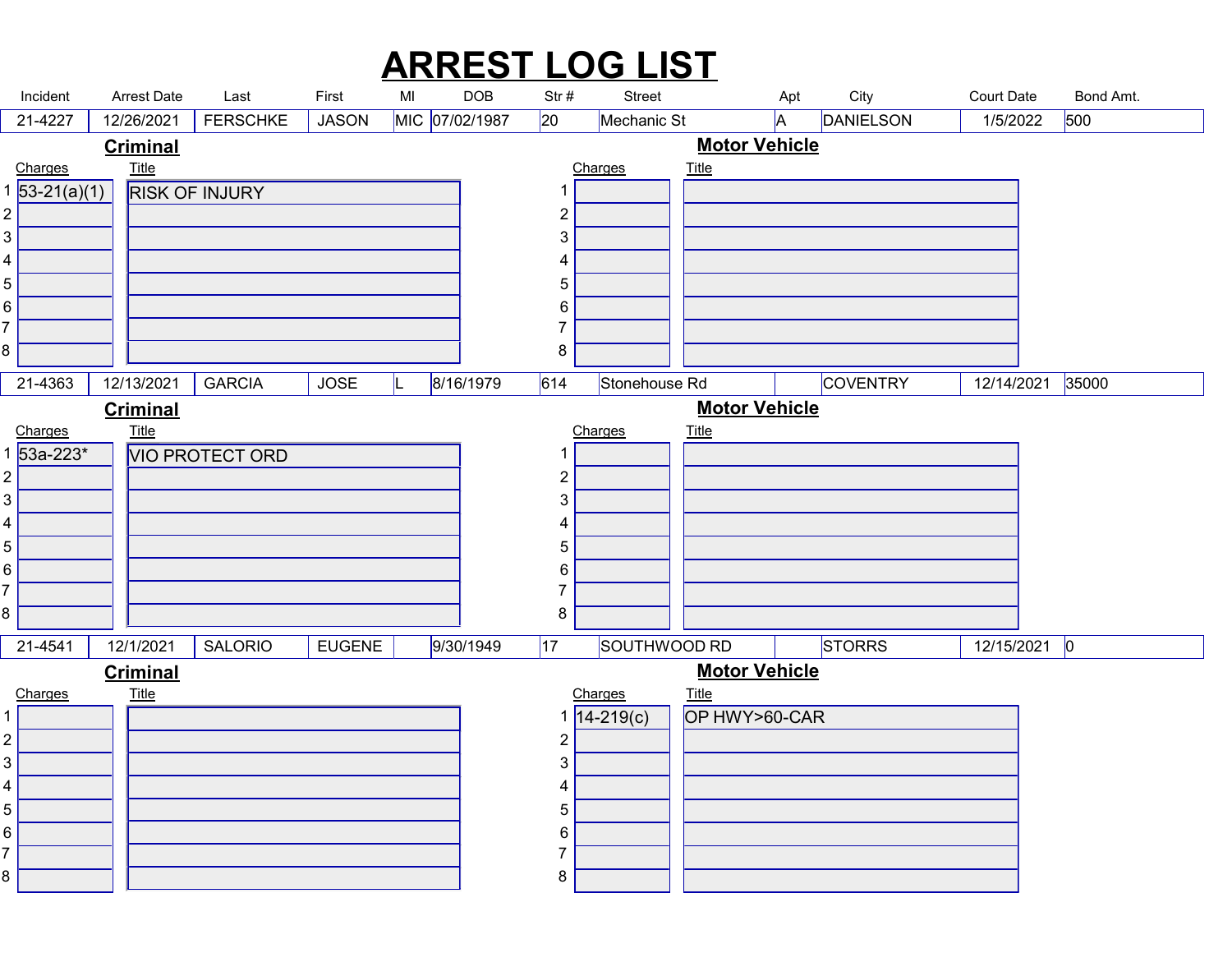# ARREST LOG LIST

| Incident | Arrest Date | Last | First | MI | DOB | Str # | Street | Apt | City | Court Date | Bond Amt. |
|---|---|---|---|---|---|---|---|---|---|---|---|
| 21-4227 | 12/26/2021 | FERSCHKE | JASON | MIC | 07/02/1987 | 20 | Mechanic St | A | DANIELSON | 1/5/2022 | 500 |

**Criminal**

| | Charges | Title |
|---|---|---|
| 1 | 53-21(a)(1) | RISK OF INJURY |
| 2 | | |
| 3 | | |
| 4 | | |
| 5 | | |
| 6 | | |
| 7 | | |
| 8 | | |

**Motor Vehicle**

| | Charges | Title |
|---|---|---|
| 1 | | |
| 2 | | |
| 3 | | |
| 4 | | |
| 5 | | |
| 6 | | |
| 7 | | |
| 8 | | |

| Incident | Arrest Date | Last | First | MI | DOB | Str # | Street | Apt | City | Court Date | Bond Amt. |
|---|---|---|---|---|---|---|---|---|---|---|---|
| 21-4363 | 12/13/2021 | GARCIA | JOSE | L | 8/16/1979 | 614 | Stonehouse Rd | | COVENTRY | 12/14/2021 | 35000 |

**Criminal**

| | Charges | Title |
|---|---|---|
| 1 | 53a-223* | VIO PROTECT ORD |
| 2 | | |
| 3 | | |
| 4 | | |
| 5 | | |
| 6 | | |
| 7 | | |
| 8 | | |

**Motor Vehicle**

| | Charges | Title |
|---|---|---|
| 1 | | |
| 2 | | |
| 3 | | |
| 4 | | |
| 5 | | |
| 6 | | |
| 7 | | |
| 8 | | |

| Incident | Arrest Date | Last | First | MI | DOB | Str # | Street | Apt | City | Court Date | Bond Amt. |
|---|---|---|---|---|---|---|---|---|---|---|---|
| 21-4541 | 12/1/2021 | SALORIO | EUGENE | | 9/30/1949 | 17 | SOUTHWOOD RD | | STORRS | 12/15/2021 | 0 |

**Criminal**

| | Charges | Title |
|---|---|---|
| 1 | | |
| 2 | | |
| 3 | | |
| 4 | | |
| 5 | | |
| 6 | | |
| 7 | | |
| 8 | | |

**Motor Vehicle**

| | Charges | Title |
|---|---|---|
| 1 | 14-219(c) | OP HWY>60-CAR |
| 2 | | |
| 3 | | |
| 4 | | |
| 5 | | |
| 6 | | |
| 7 | | |
| 8 | | |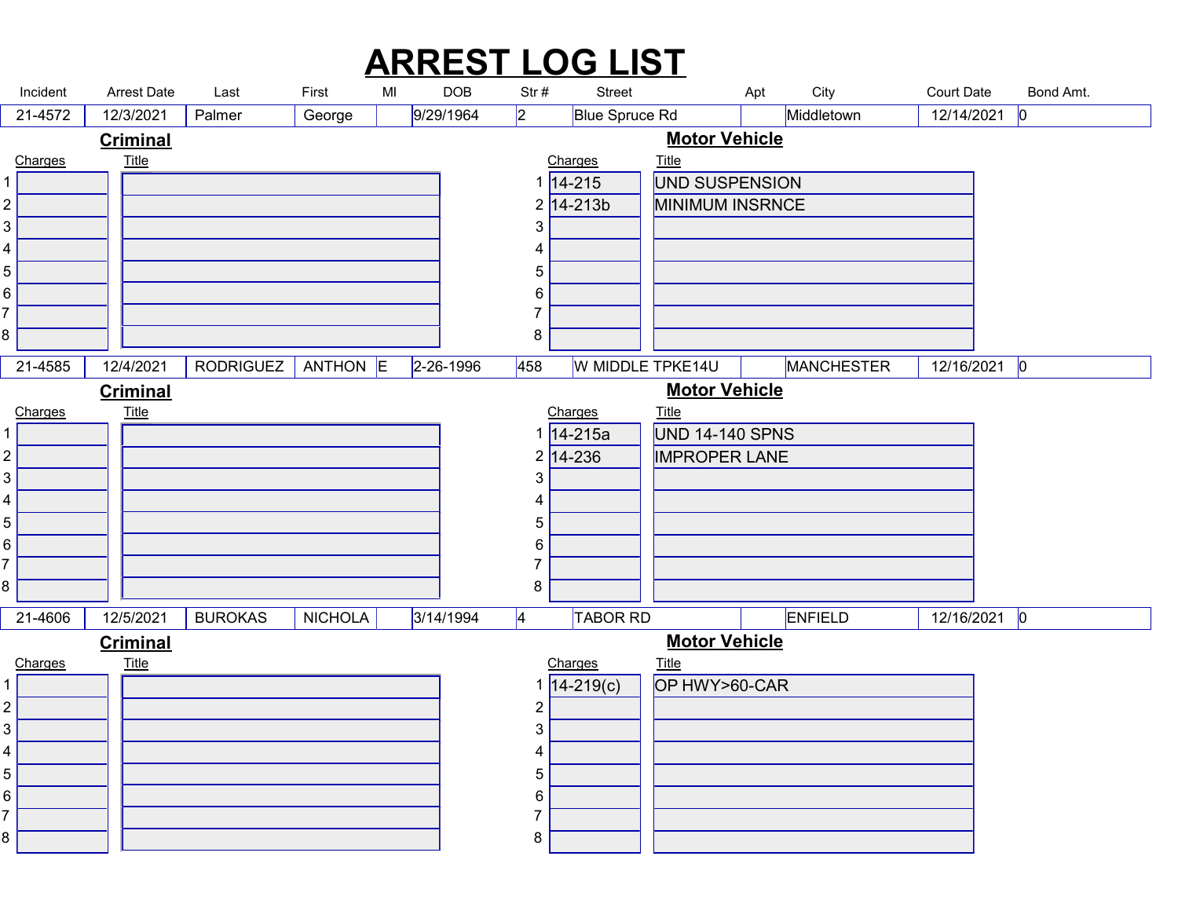# ARREST LOG LIST

| Incident | Arrest Date | Last | First | MI | DOB | Str # | Street | Apt | City | Court Date | Bond Amt. |
|---|---|---|---|---|---|---|---|---|---|---|---|
| 21-4572 | 12/3/2021 | Palmer | George | | 9/29/1964 | 2 | Blue Spruce Rd | | Middletown | 12/14/2021 | 0 |

**Criminal**

| | Charges | Title |
|---|---|---|
| 1 | | |
| 2 | | |
| 3 | | |
| 4 | | |
| 5 | | |
| 6 | | |
| 7 | | |
| 8 | | |

**Motor Vehicle**

| | Charges | Title |
|---|---|---|
| 1 | 14-215 | UND SUSPENSION |
| 2 | 14-213b | MINIMUM INSRNCE |
| 3 | | |
| 4 | | |
| 5 | | |
| 6 | | |
| 7 | | |
| 8 | | |

| Incident | Arrest Date | Last | First | MI | DOB | Str # | Street | Apt | City | Court Date | Bond Amt. |
|---|---|---|---|---|---|---|---|---|---|---|---|
| 21-4585 | 12/4/2021 | RODRIGUEZ | ANTHON | E | 2-26-1996 | 458 | W MIDDLE TPKE14U | | MANCHESTER | 12/16/2021 | 0 |

**Criminal**

| | Charges | Title |
|---|---|---|
| 1 | | |
| 2 | | |
| 3 | | |
| 4 | | |
| 5 | | |
| 6 | | |
| 7 | | |
| 8 | | |

**Motor Vehicle**

| | Charges | Title |
|---|---|---|
| 1 | 14-215a | UND 14-140 SPNS |
| 2 | 14-236 | IMPROPER LANE |
| 3 | | |
| 4 | | |
| 5 | | |
| 6 | | |
| 7 | | |
| 8 | | |

| Incident | Arrest Date | Last | First | MI | DOB | Str # | Street | Apt | City | Court Date | Bond Amt. |
|---|---|---|---|---|---|---|---|---|---|---|---|
| 21-4606 | 12/5/2021 | BUROKAS | NICHOLA | | 3/14/1994 | 4 | TABOR RD | | ENFIELD | 12/16/2021 | 0 |

**Criminal**

| | Charges | Title |
|---|---|---|
| 1 | | |
| 2 | | |
| 3 | | |
| 4 | | |
| 5 | | |
| 6 | | |
| 7 | | |
| 8 | | |

**Motor Vehicle**

| | Charges | Title |
|---|---|---|
| 1 | 14-219(c) | OP HWY>60-CAR |
| 2 | | |
| 3 | | |
| 4 | | |
| 5 | | |
| 6 | | |
| 7 | | |
| 8 | | |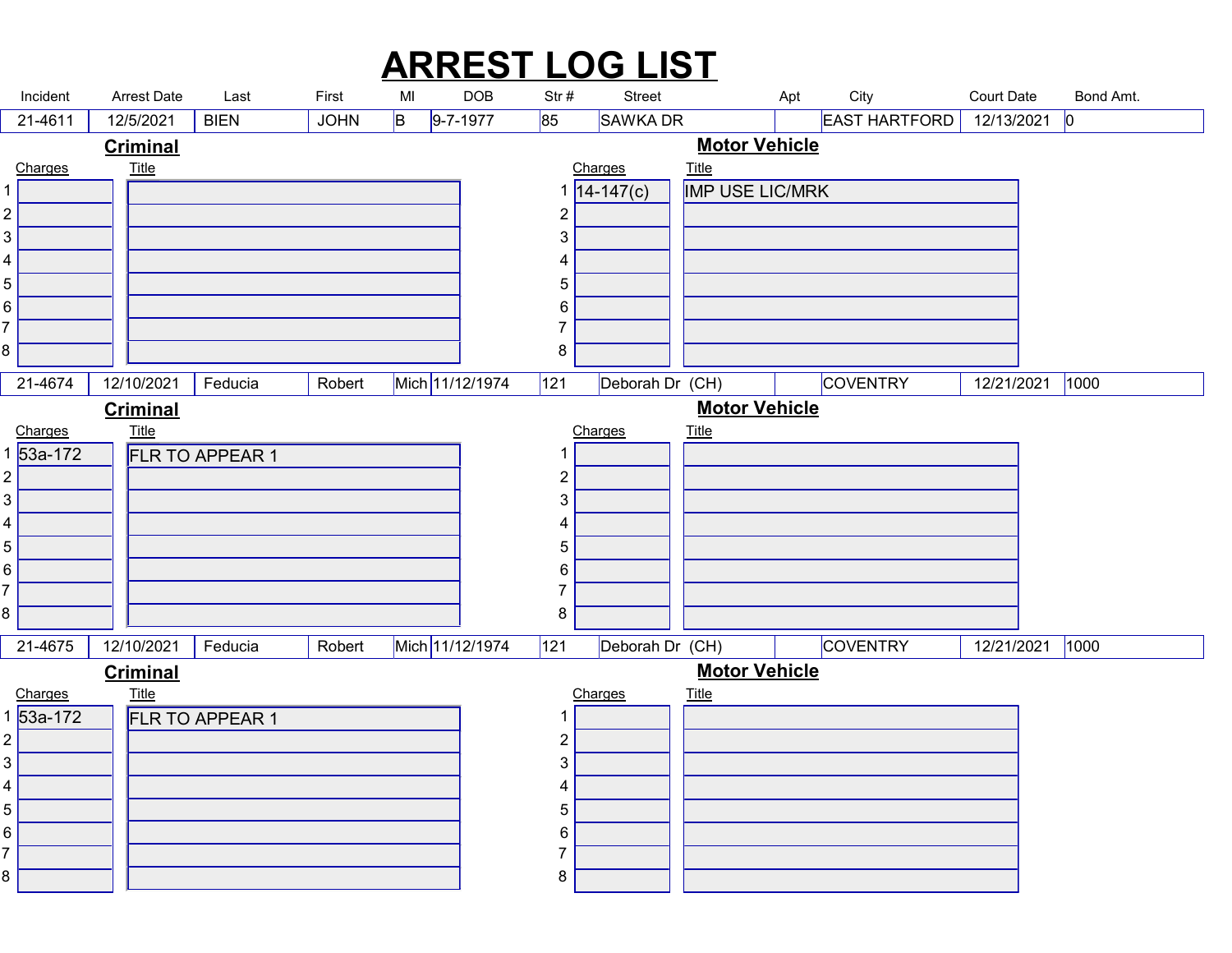# ARREST LOG LIST

| Incident | Arrest Date | Last | First | MI | DOB | Str # | Street | Apt | City | Court Date | Bond Amt. |
|---|---|---|---|---|---|---|---|---|---|---|---|
| 21-4611 | 12/5/2021 | BIEN | JOHN | B | 9-7-1977 | 85 | SAWKA DR | | EAST HARTFORD | 12/13/2021 | 0 |

**Criminal**

| | Charges | Title |
|---|---|---|
| 1 | | |
| 2 | | |
| 3 | | |
| 4 | | |
| 5 | | |
| 6 | | |
| 7 | | |
| 8 | | |

**Motor Vehicle**

| | Charges | Title |
|---|---|---|
| 1 | 14-147(c) | IMP USE LIC/MRK |
| 2 | | |
| 3 | | |
| 4 | | |
| 5 | | |
| 6 | | |
| 7 | | |
| 8 | | |

| Incident | Arrest Date | Last | First | MI | DOB | Str # | Street | Apt | City | Court Date | Bond Amt. |
|---|---|---|---|---|---|---|---|---|---|---|---|
| 21-4674 | 12/10/2021 | Feducia | Robert | Mich | 11/12/1974 | 121 | Deborah Dr (CH) | | COVENTRY | 12/21/2021 | 1000 |

**Criminal**

| | Charges | Title |
|---|---|---|
| 1 | 53a-172 | FLR TO APPEAR 1 |
| 2 | | |
| 3 | | |
| 4 | | |
| 5 | | |
| 6 | | |
| 7 | | |
| 8 | | |

**Motor Vehicle**

| | Charges | Title |
|---|---|---|
| 1 | | |
| 2 | | |
| 3 | | |
| 4 | | |
| 5 | | |
| 6 | | |
| 7 | | |
| 8 | | |

| Incident | Arrest Date | Last | First | MI | DOB | Str # | Street | Apt | City | Court Date | Bond Amt. |
|---|---|---|---|---|---|---|---|---|---|---|---|
| 21-4675 | 12/10/2021 | Feducia | Robert | Mich | 11/12/1974 | 121 | Deborah Dr (CH) | | COVENTRY | 12/21/2021 | 1000 |

**Criminal**

| | Charges | Title |
|---|---|---|
| 1 | 53a-172 | FLR TO APPEAR 1 |
| 2 | | |
| 3 | | |
| 4 | | |
| 5 | | |
| 6 | | |
| 7 | | |
| 8 | | |

**Motor Vehicle**

| | Charges | Title |
|---|---|---|
| 1 | | |
| 2 | | |
| 3 | | |
| 4 | | |
| 5 | | |
| 6 | | |
| 7 | | |
| 8 | | |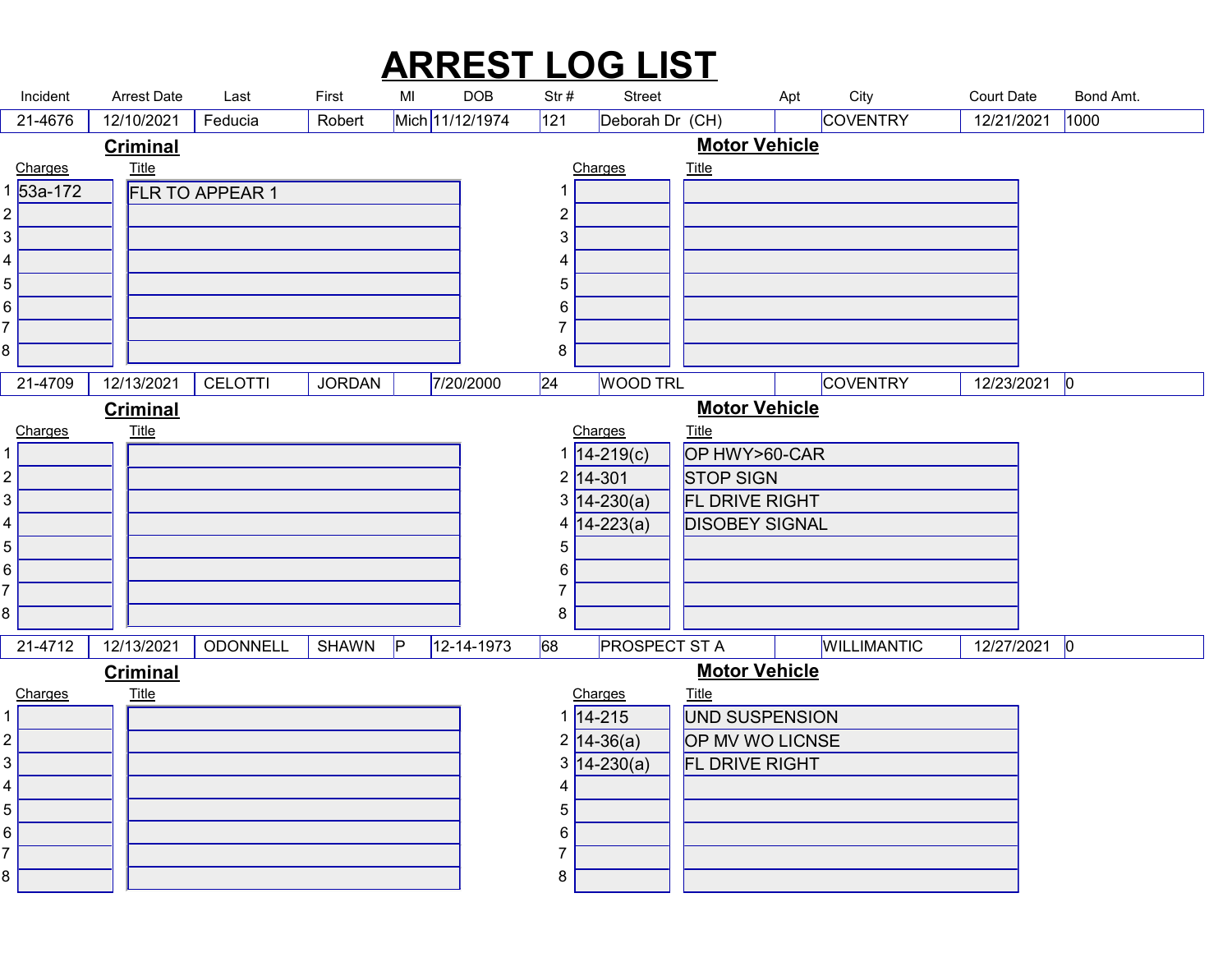# ARREST LOG LIST

| Incident | Arrest Date | Last | First | MI | DOB | Str # | Street | Apt | City | Court Date | Bond Amt. |
|---|---|---|---|---|---|---|---|---|---|---|---|
| 21-4676 | 12/10/2021 | Feducia | Robert | Mich | 11/12/1974 | 121 | Deborah Dr (CH) | | COVENTRY | 12/21/2021 | 1000 |

**Criminal**

| | Charges | Title |
|---|---|---|
| 1 | 53a-172 | FLR TO APPEAR 1 |
| 2 | | |
| 3 | | |
| 4 | | |
| 5 | | |
| 6 | | |
| 7 | | |
| 8 | | |

**Motor Vehicle**

| | Charges | Title |
|---|---|---|
| 1 | | |
| 2 | | |
| 3 | | |
| 4 | | |
| 5 | | |
| 6 | | |
| 7 | | |
| 8 | | |

| Incident | Arrest Date | Last | First | MI | DOB | Str # | Street | Apt | City | Court Date | Bond Amt. |
|---|---|---|---|---|---|---|---|---|---|---|---|
| 21-4709 | 12/13/2021 | CELOTTI | JORDAN | | 7/20/2000 | 24 | WOOD TRL | | COVENTRY | 12/23/2021 | 0 |

**Criminal**

| | Charges | Title |
|---|---|---|
| 1 | | |
| 2 | | |
| 3 | | |
| 4 | | |
| 5 | | |
| 6 | | |
| 7 | | |
| 8 | | |

**Motor Vehicle**

| | Charges | Title |
|---|---|---|
| 1 | 14-219(c) | OP HWY>60-CAR |
| 2 | 14-301 | STOP SIGN |
| 3 | 14-230(a) | FL DRIVE RIGHT |
| 4 | 14-223(a) | DISOBEY SIGNAL |
| 5 | | |
| 6 | | |
| 7 | | |
| 8 | | |

| Incident | Arrest Date | Last | First | MI | DOB | Str # | Street | Apt | City | Court Date | Bond Amt. |
|---|---|---|---|---|---|---|---|---|---|---|---|
| 21-4712 | 12/13/2021 | ODONNELL | SHAWN | P | 12-14-1973 | 68 | PROSPECT ST A | | WILLIMANTIC | 12/27/2021 | 0 |

**Criminal**

| | Charges | Title |
|---|---|---|
| 1 | | |
| 2 | | |
| 3 | | |
| 4 | | |
| 5 | | |
| 6 | | |
| 7 | | |
| 8 | | |

**Motor Vehicle**

| | Charges | Title |
|---|---|---|
| 1 | 14-215 | UND SUSPENSION |
| 2 | 14-36(a) | OP MV WO LICNSE |
| 3 | 14-230(a) | FL DRIVE RIGHT |
| 4 | | |
| 5 | | |
| 6 | | |
| 7 | | |
| 8 | | |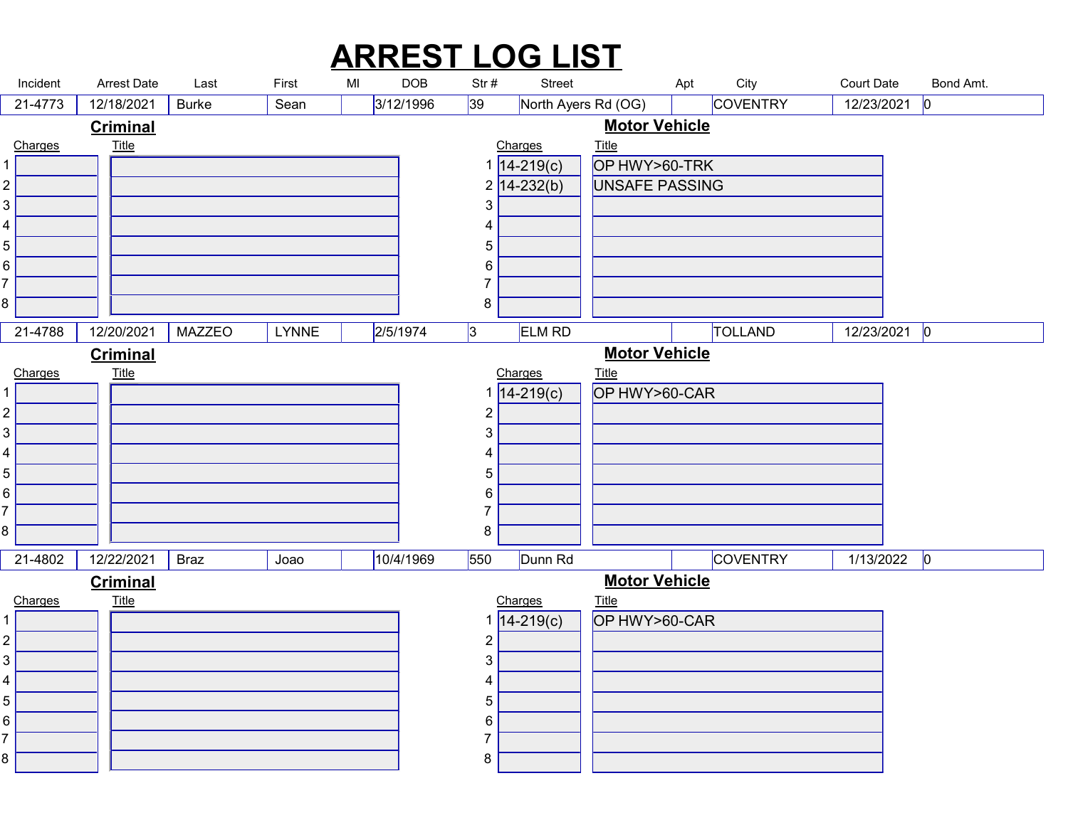# ARREST LOG LIST

| Incident | Arrest Date | Last | First | MI | DOB | Str # | Street | Apt | City | Court Date | Bond Amt. |
|---|---|---|---|---|---|---|---|---|---|---|---|
| 21-4773 | 12/18/2021 | Burke | Sean | | 3/12/1996 | 39 | North Ayers Rd (OG) | | COVENTRY | 12/23/2021 | 0 |

**Criminal**

| | Charges | Title |
|---|---|---|
| 1 | | |
| 2 | | |
| 3 | | |
| 4 | | |
| 5 | | |
| 6 | | |
| 7 | | |
| 8 | | |

**Motor Vehicle**

| | Charges | Title |
|---|---|---|
| 1 | 14-219(c) | OP HWY>60-TRK |
| 2 | 14-232(b) | UNSAFE PASSING |
| 3 | | |
| 4 | | |
| 5 | | |
| 6 | | |
| 7 | | |
| 8 | | |

| Incident | Arrest Date | Last | First | MI | DOB | Str # | Street | Apt | City | Court Date | Bond Amt. |
|---|---|---|---|---|---|---|---|---|---|---|---|
| 21-4788 | 12/20/2021 | MAZZEO | LYNNE | | 2/5/1974 | 3 | ELM RD | | TOLLAND | 12/23/2021 | 0 |

**Criminal**

| | Charges | Title |
|---|---|---|
| 1 | | |
| 2 | | |
| 3 | | |
| 4 | | |
| 5 | | |
| 6 | | |
| 7 | | |
| 8 | | |

**Motor Vehicle**

| | Charges | Title |
|---|---|---|
| 1 | 14-219(c) | OP HWY>60-CAR |
| 2 | | |
| 3 | | |
| 4 | | |
| 5 | | |
| 6 | | |
| 7 | | |
| 8 | | |

| Incident | Arrest Date | Last | First | MI | DOB | Str # | Street | Apt | City | Court Date | Bond Amt. |
|---|---|---|---|---|---|---|---|---|---|---|---|
| 21-4802 | 12/22/2021 | Braz | Joao | | 10/4/1969 | 550 | Dunn Rd | | COVENTRY | 1/13/2022 | 0 |

**Criminal**

| | Charges | Title |
|---|---|---|
| 1 | | |
| 2 | | |
| 3 | | |
| 4 | | |
| 5 | | |
| 6 | | |
| 7 | | |
| 8 | | |

**Motor Vehicle**

| | Charges | Title |
|---|---|---|
| 1 | 14-219(c) | OP HWY>60-CAR |
| 2 | | |
| 3 | | |
| 4 | | |
| 5 | | |
| 6 | | |
| 7 | | |
| 8 | | |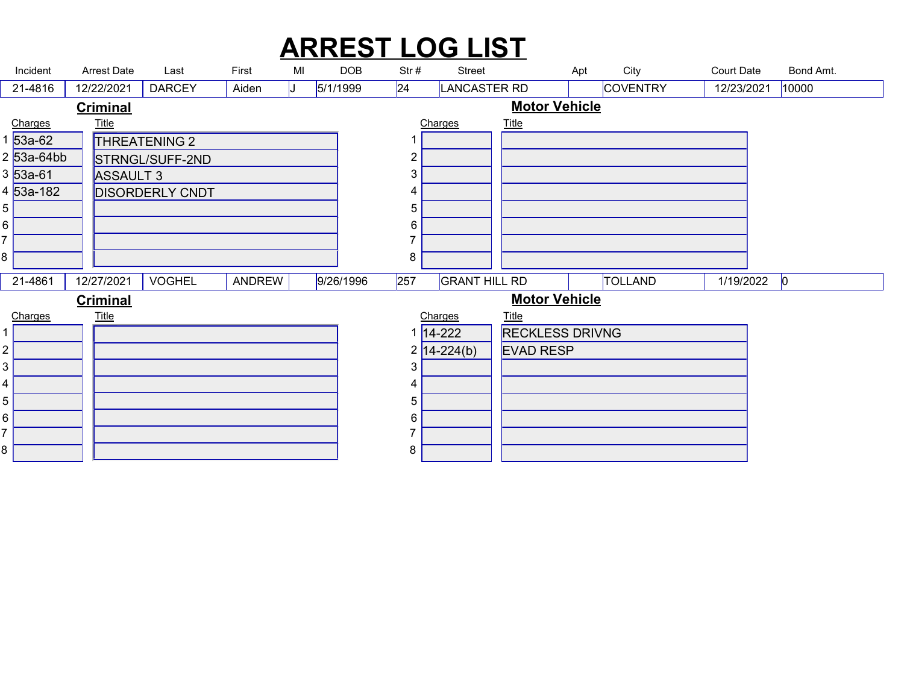# ARREST LOG LIST

| Incident | Arrest Date | Last | First | MI | DOB | Str # | Street | Apt | City | Court Date | Bond Amt. |
|---|---|---|---|---|---|---|---|---|---|---|---|
| 21-4816 | 12/22/2021 | DARCEY | Aiden | J | 5/1/1999 | 24 | LANCASTER RD | | COVENTRY | 12/23/2021 | 10000 |

**Criminal**

| | Charges | Title |
|---|---|---|
| 1 | 53a-62 | THREATENING 2 |
| 2 | 53a-64bb | STRNGL/SUFF-2ND |
| 3 | 53a-61 | ASSAULT 3 |
| 4 | 53a-182 | DISORDERLY CNDT |
| 5 | | |
| 6 | | |
| 7 | | |
| 8 | | |

**Motor Vehicle**

| | Charges | Title |
|---|---|---|
| 1 | | |
| 2 | | |
| 3 | | |
| 4 | | |
| 5 | | |
| 6 | | |
| 7 | | |
| 8 | | |

| Incident | Arrest Date | Last | First | MI | DOB | Str # | Street | Apt | City | Court Date | Bond Amt. |
|---|---|---|---|---|---|---|---|---|---|---|---|
| 21-4861 | 12/27/2021 | VOGHEL | ANDREW | | 9/26/1996 | 257 | GRANT HILL RD | | TOLLAND | 1/19/2022 | 0 |

**Criminal**

| | Charges | Title |
|---|---|---|
| 1 | | |
| 2 | | |
| 3 | | |
| 4 | | |
| 5 | | |
| 6 | | |
| 7 | | |
| 8 | | |

**Motor Vehicle**

| | Charges | Title |
|---|---|---|
| 1 | 14-222 | RECKLESS DRIVNG |
| 2 | 14-224(b) | EVAD RESP |
| 3 | | |
| 4 | | |
| 5 | | |
| 6 | | |
| 7 | | |
| 8 | | |